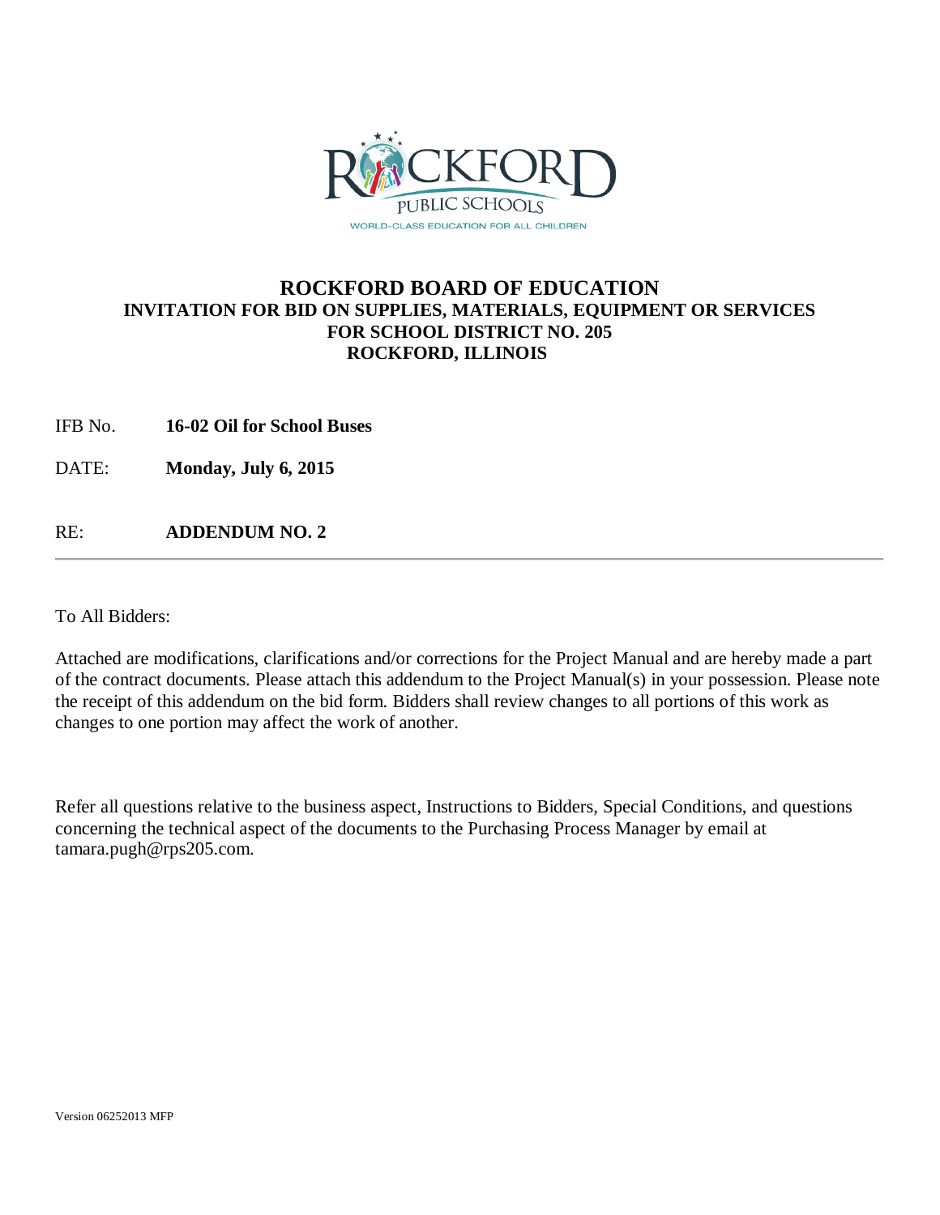# ROCKFORD BOARD OF EDUCATION
## INVITATION FOR BID ON SUPPLIES, MATERIALS, EQUIPMENT OR SERVICES
## FOR SCHOOL DISTRICT NO. 205
## ROCKFORD, ILLINOIS

IFB No. **16-02 Oil for School Buses**

DATE: **Monday, July 6, 2015**

RE: **ADDENDUM NO. 2**

---

To All Bidders:

Attached are modifications, clarifications and/or corrections for the Project Manual and are hereby made a part of the contract documents. Please attach this addendum to the Project Manual(s) in your possession. Please note the receipt of this addendum on the bid form. Bidders shall review changes to all portions of this work as changes to one portion may affect the work of another.

Refer all questions relative to the business aspect, Instructions to Bidders, Special Conditions, and questions concerning the technical aspect of the documents to the Purchasing Process Manager by email at tamara.pugh@rps205.com.

Version 06252013 MFP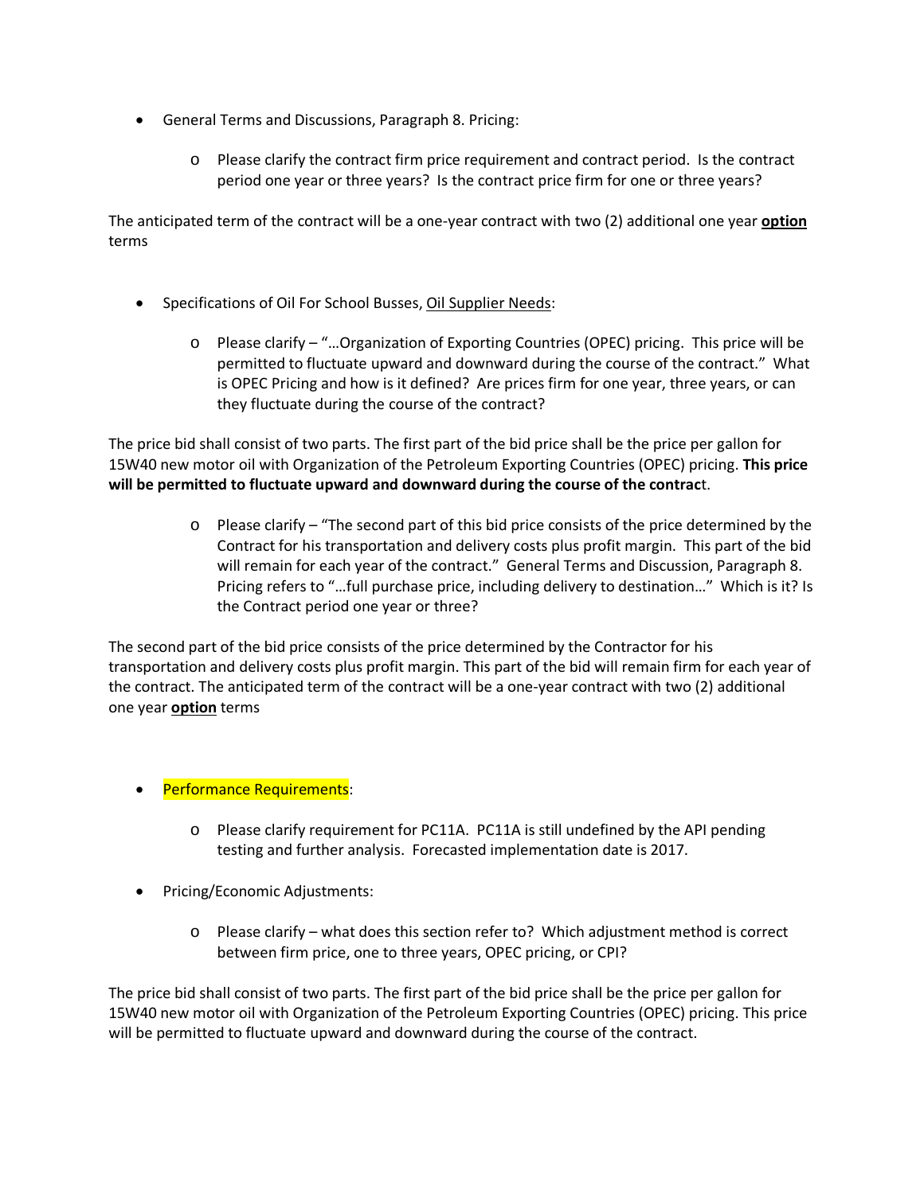- General Terms and Discussions, Paragraph 8. Pricing:
  - Please clarify the contract firm price requirement and contract period. Is the contract period one year or three years? Is the contract price firm for one or three years?

The anticipated term of the contract will be a one-year contract with two (2) additional one year **<u>option</u>** terms

- Specifications of Oil For School Busses, <u>Oil Supplier Needs</u>:
  - Please clarify – "…Organization of Exporting Countries (OPEC) pricing. This price will be permitted to fluctuate upward and downward during the course of the contract." What is OPEC Pricing and how is it defined? Are prices firm for one year, three years, or can they fluctuate during the course of the contract?

The price bid shall consist of two parts. The first part of the bid price shall be the price per gallon for 15W40 new motor oil with Organization of the Petroleum Exporting Countries (OPEC) pricing. **This price will be permitted to fluctuate upward and downward during the course of the contrac**t.

  - Please clarify – "The second part of this bid price consists of the price determined by the Contract for his transportation and delivery costs plus profit margin. This part of the bid will remain for each year of the contract." General Terms and Discussion, Paragraph 8. Pricing refers to "…full purchase price, including delivery to destination…" Which is it? Is the Contract period one year or three?

The second part of the bid price consists of the price determined by the Contractor for his transportation and delivery costs plus profit margin. This part of the bid will remain firm for each year of the contract. The anticipated term of the contract will be a one-year contract with two (2) additional one year **<u>option</u>** terms

- Performance Requirements:
  - Please clarify requirement for PC11A. PC11A is still undefined by the API pending testing and further analysis. Forecasted implementation date is 2017.
- Pricing/Economic Adjustments:
  - Please clarify – what does this section refer to? Which adjustment method is correct between firm price, one to three years, OPEC pricing, or CPI?

The price bid shall consist of two parts. The first part of the bid price shall be the price per gallon for 15W40 new motor oil with Organization of the Petroleum Exporting Countries (OPEC) pricing. This price will be permitted to fluctuate upward and downward during the course of the contract.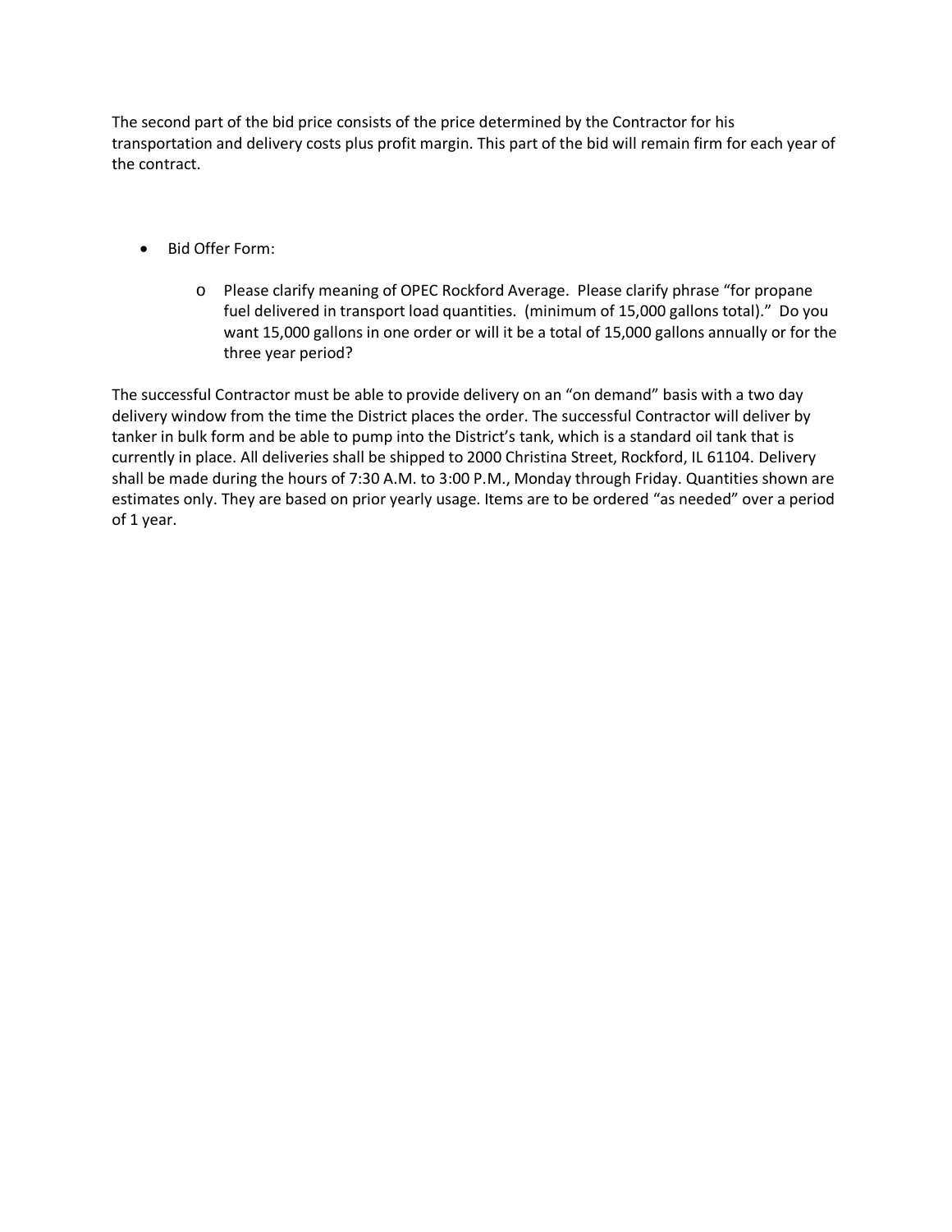The second part of the bid price consists of the price determined by the Contractor for his transportation and delivery costs plus profit margin. This part of the bid will remain firm for each year of the contract.

- Bid Offer Form:
  - Please clarify meaning of OPEC Rockford Average. Please clarify phrase "for propane fuel delivered in transport load quantities. (minimum of 15,000 gallons total)." Do you want 15,000 gallons in one order or will it be a total of 15,000 gallons annually or for the three year period?

The successful Contractor must be able to provide delivery on an "on demand" basis with a two day delivery window from the time the District places the order. The successful Contractor will deliver by tanker in bulk form and be able to pump into the District's tank, which is a standard oil tank that is currently in place. All deliveries shall be shipped to 2000 Christina Street, Rockford, IL 61104. Delivery shall be made during the hours of 7:30 A.M. to 3:00 P.M., Monday through Friday. Quantities shown are estimates only. They are based on prior yearly usage. Items are to be ordered "as needed" over a period of 1 year.